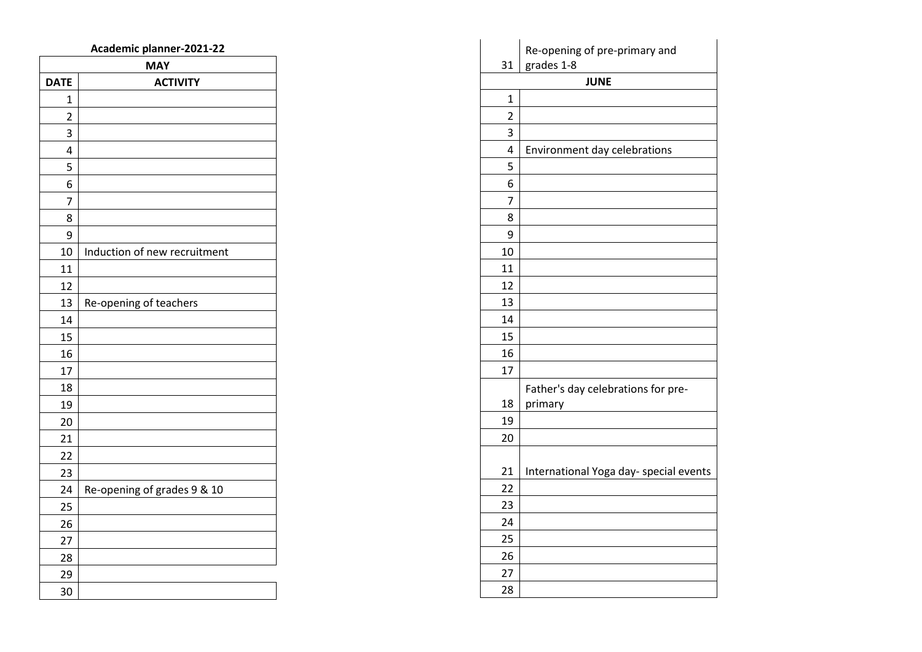**Academic planner-2021-22**

| MAY | |
|---|---|
| **DATE** | **ACTIVITY** |
| 1 | |
| 2 | |
| 3 | |
| 4 | |
| 5 | |
| 6 | |
| 7 | |
| 8 | |
| 9 | |
| 10 | Induction of new recruitment |
| 11 | |
| 12 | |
| 13 | Re-opening of teachers |
| 14 | |
| 15 | |
| 16 | |
| 17 | |
| 18 | |
| 19 | |
| 20 | |
| 21 | |
| 22 | |
| 23 | |
| 24 | Re-opening of grades 9 & 10 |
| 25 | |
| 26 | |
| 27 | |
| 28 | |
| 29 | |
| 30 | |
| 31 | Re-opening of pre-primary and grades 1-8 |

| JUNE | |
|---|---|
| 1 | |
| 2 | |
| 3 | |
| 4 | Environment day celebrations |
| 5 | |
| 6 | |
| 7 | |
| 8 | |
| 9 | |
| 10 | |
| 11 | |
| 12 | |
| 13 | |
| 14 | |
| 15 | |
| 16 | |
| 17 | |
| 18 | Father's day celebrations for pre-primary |
| 19 | |
| 20 | |
| 21 | International Yoga day- special events |
| 22 | |
| 23 | |
| 24 | |
| 25 | |
| 26 | |
| 27 | |
| 28 | |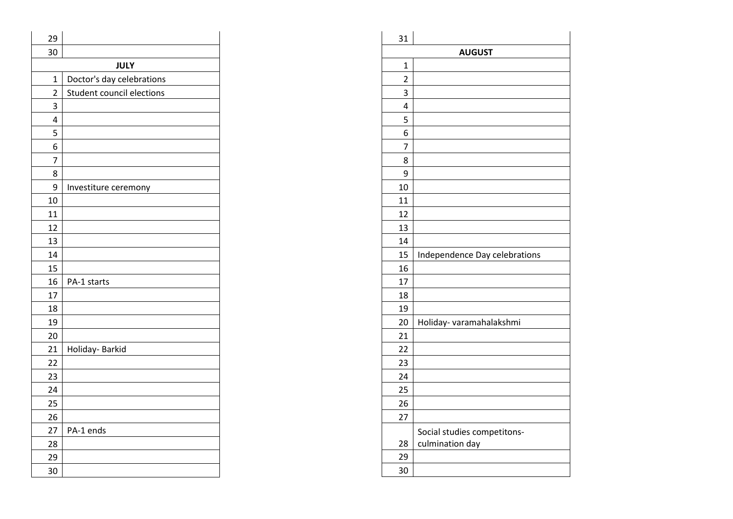| | |
|---|---|
| 29 | |
| 30 | |
| **JULY** | |
| 1 | Doctor's day celebrations |
| 2 | Student council elections |
| 3 | |
| 4 | |
| 5 | |
| 6 | |
| 7 | |
| 8 | |
| 9 | Investiture ceremony |
| 10 | |
| 11 | |
| 12 | |
| 13 | |
| 14 | |
| 15 | |
| 16 | PA-1 starts |
| 17 | |
| 18 | |
| 19 | |
| 20 | |
| 21 | Holiday- Barkid |
| 22 | |
| 23 | |
| 24 | |
| 25 | |
| 26 | |
| 27 | PA-1 ends |
| 28 | |
| 29 | |
| 30 | |

| | |
|---|---|
| 31 | |
| **AUGUST** | |
| 1 | |
| 2 | |
| 3 | |
| 4 | |
| 5 | |
| 6 | |
| 7 | |
| 8 | |
| 9 | |
| 10 | |
| 11 | |
| 12 | |
| 13 | |
| 14 | |
| 15 | Independence Day celebrations |
| 16 | |
| 17 | |
| 18 | |
| 19 | |
| 20 | Holiday- varamahalakshmi |
| 21 | |
| 22 | |
| 23 | |
| 24 | |
| 25 | |
| 26 | |
| 27 | |
| 28 | Social studies competitons- culmination day |
| 29 | |
| 30 | |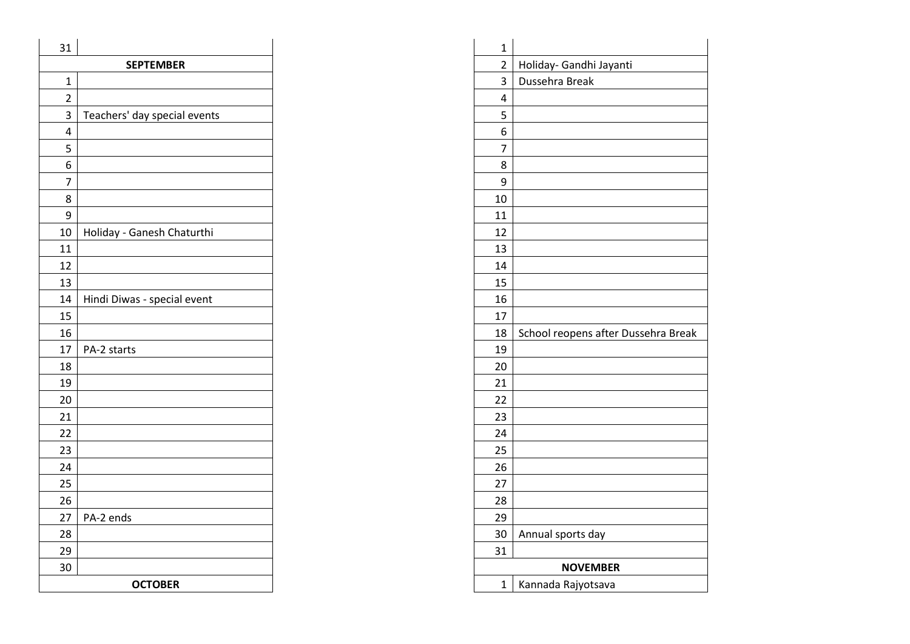| | |
|---|---|
| 31 | |
| **SEPTEMBER** | |
| 1 | |
| 2 | |
| 3 | Teachers' day special events |
| 4 | |
| 5 | |
| 6 | |
| 7 | |
| 8 | |
| 9 | |
| 10 | Holiday - Ganesh Chaturthi |
| 11 | |
| 12 | |
| 13 | |
| 14 | Hindi Diwas - special event |
| 15 | |
| 16 | |
| 17 | PA-2 starts |
| 18 | |
| 19 | |
| 20 | |
| 21 | |
| 22 | |
| 23 | |
| 24 | |
| 25 | |
| 26 | |
| 27 | PA-2 ends |
| 28 | |
| 29 | |
| 30 | |
| **OCTOBER** | |

| | |
|---|---|
| 1 | |
| 2 | Holiday- Gandhi Jayanti |
| 3 | Dussehra Break |
| 4 | |
| 5 | |
| 6 | |
| 7 | |
| 8 | |
| 9 | |
| 10 | |
| 11 | |
| 12 | |
| 13 | |
| 14 | |
| 15 | |
| 16 | |
| 17 | |
| 18 | School reopens after Dussehra Break |
| 19 | |
| 20 | |
| 21 | |
| 22 | |
| 23 | |
| 24 | |
| 25 | |
| 26 | |
| 27 | |
| 28 | |
| 29 | |
| 30 | Annual sports day |
| 31 | |
| **NOVEMBER** | |
| 1 | Kannada Rajyotsava |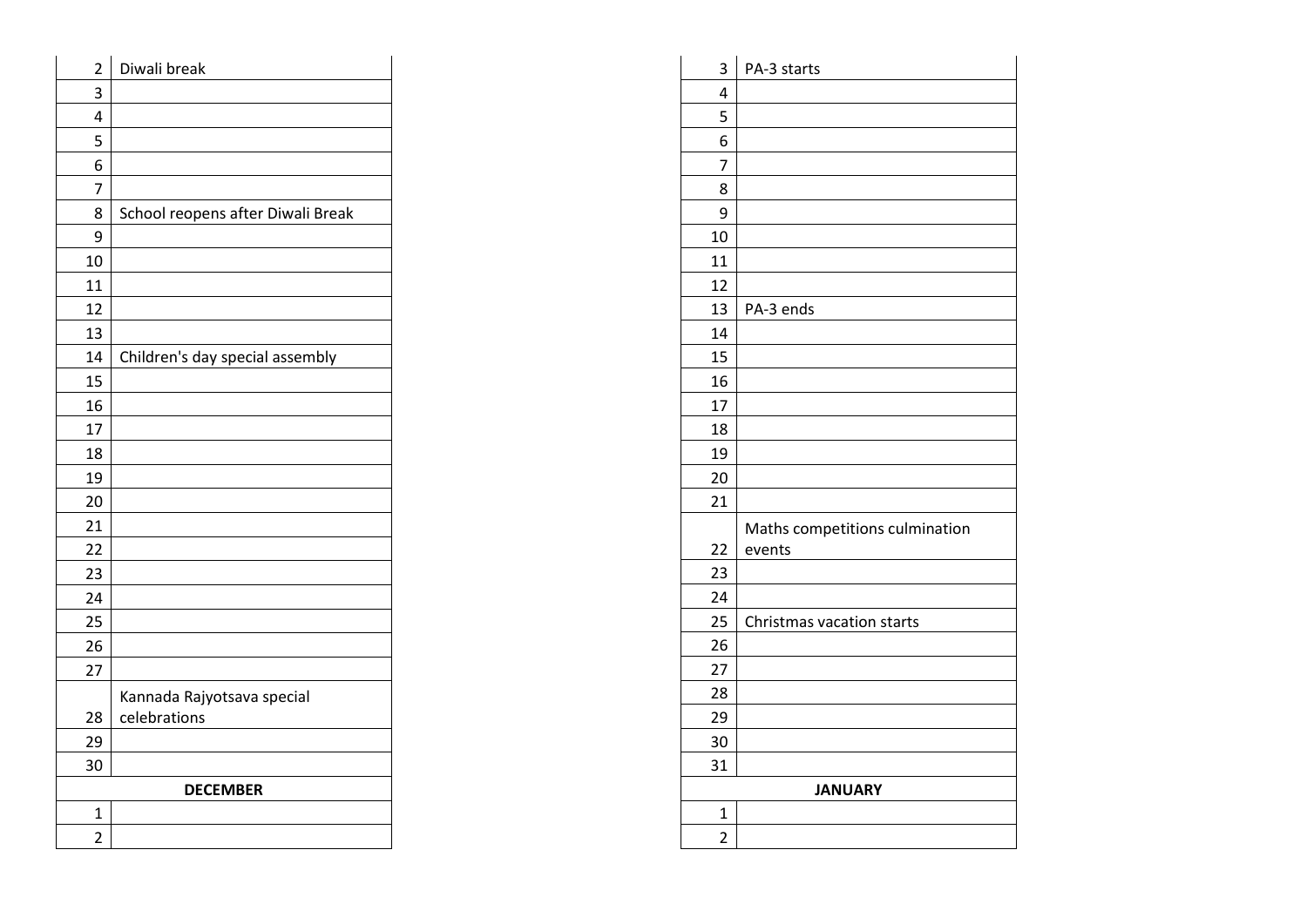| | |
|---|---|
| 2 | Diwali break |
| 3 | |
| 4 | |
| 5 | |
| 6 | |
| 7 | |
| 8 | School reopens after Diwali Break |
| 9 | |
| 10 | |
| 11 | |
| 12 | |
| 13 | |
| 14 | Children's day special assembly |
| 15 | |
| 16 | |
| 17 | |
| 18 | |
| 19 | |
| 20 | |
| 21 | |
| 22 | |
| 23 | |
| 24 | |
| 25 | |
| 26 | |
| 27 | |
| 28 | Kannada Rajyotsava special celebrations |
| 29 | |
| 30 | |
| **DECEMBER** | |
| 1 | |
| 2 | |

| | |
|---|---|
| 3 | PA-3 starts |
| 4 | |
| 5 | |
| 6 | |
| 7 | |
| 8 | |
| 9 | |
| 10 | |
| 11 | |
| 12 | |
| 13 | PA-3 ends |
| 14 | |
| 15 | |
| 16 | |
| 17 | |
| 18 | |
| 19 | |
| 20 | |
| 21 | |
| 22 | Maths competitions culmination events |
| 23 | |
| 24 | |
| 25 | Christmas vacation starts |
| 26 | |
| 27 | |
| 28 | |
| 29 | |
| 30 | |
| 31 | |
| **JANUARY** | |
| 1 | |
| 2 | |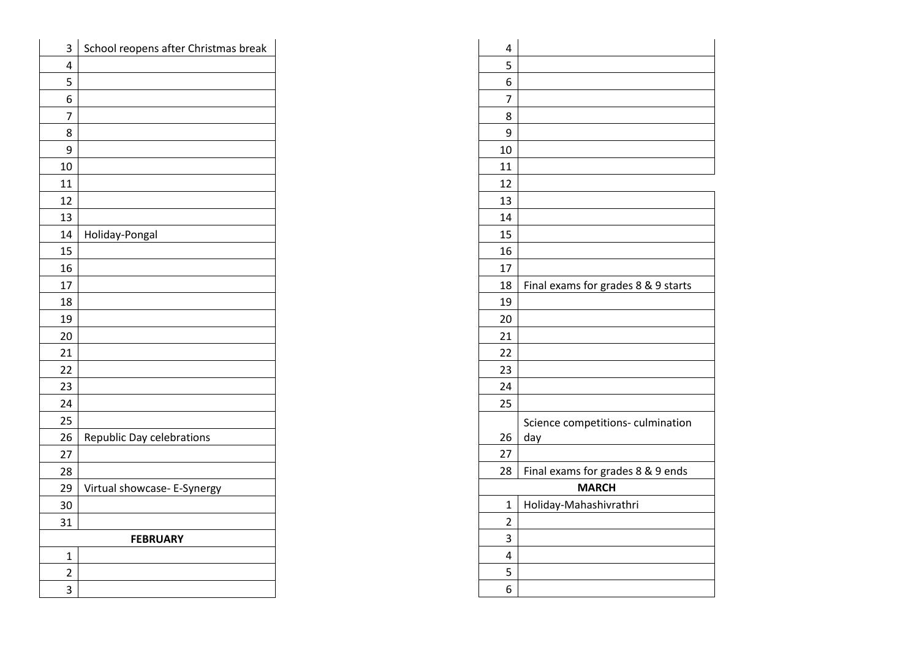| | |
|---|---|
| 3 | School reopens after Christmas break |
| 4 | |
| 5 | |
| 6 | |
| 7 | |
| 8 | |
| 9 | |
| 10 | |
| 11 | |
| 12 | |
| 13 | |
| 14 | Holiday-Pongal |
| 15 | |
| 16 | |
| 17 | |
| 18 | |
| 19 | |
| 20 | |
| 21 | |
| 22 | |
| 23 | |
| 24 | |
| 25 | |
| 26 | Republic Day celebrations |
| 27 | |
| 28 | |
| 29 | Virtual showcase- E-Synergy |
| 30 | |
| 31 | |
| **FEBRUARY** | |
| 1 | |
| 2 | |
| 3 | |
| 4 | |
| 5 | |
| 6 | |
| 7 | |
| 8 | |
| 9 | |
| 10 | |
| 11 | |
| 12 | |
| 13 | |
| 14 | |
| 15 | |
| 16 | |
| 17 | |
| 18 | Final exams for grades 8 & 9 starts |
| 19 | |
| 20 | |
| 21 | |
| 22 | |
| 23 | |
| 24 | |
| 25 | |
| 26 | Science competitions- culmination day |
| 27 | |
| 28 | Final exams for grades 8 & 9 ends |
| **MARCH** | |
| 1 | Holiday-Mahashivrathri |
| 2 | |
| 3 | |
| 4 | |
| 5 | |
| 6 | |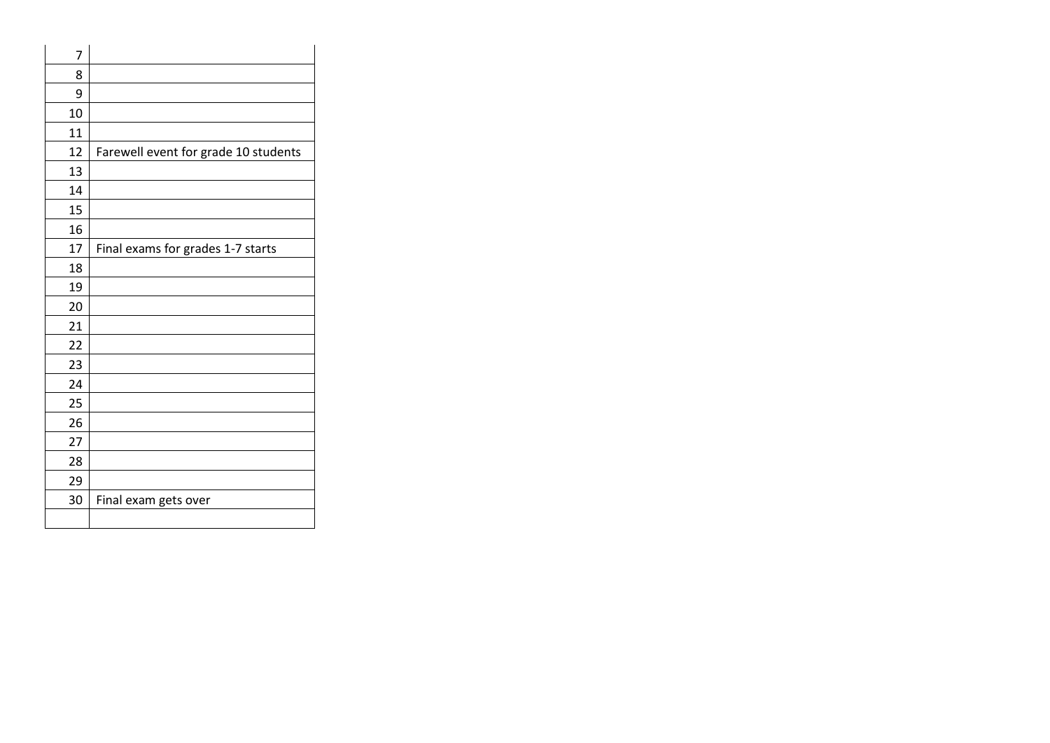| | |
|---|---|
| 7 | |
| 8 | |
| 9 | |
| 10 | |
| 11 | |
| 12 | Farewell event for grade 10 students |
| 13 | |
| 14 | |
| 15 | |
| 16 | |
| 17 | Final exams for grades 1-7 starts |
| 18 | |
| 19 | |
| 20 | |
| 21 | |
| 22 | |
| 23 | |
| 24 | |
| 25 | |
| 26 | |
| 27 | |
| 28 | |
| 29 | |
| 30 | Final exam gets over |
| | |